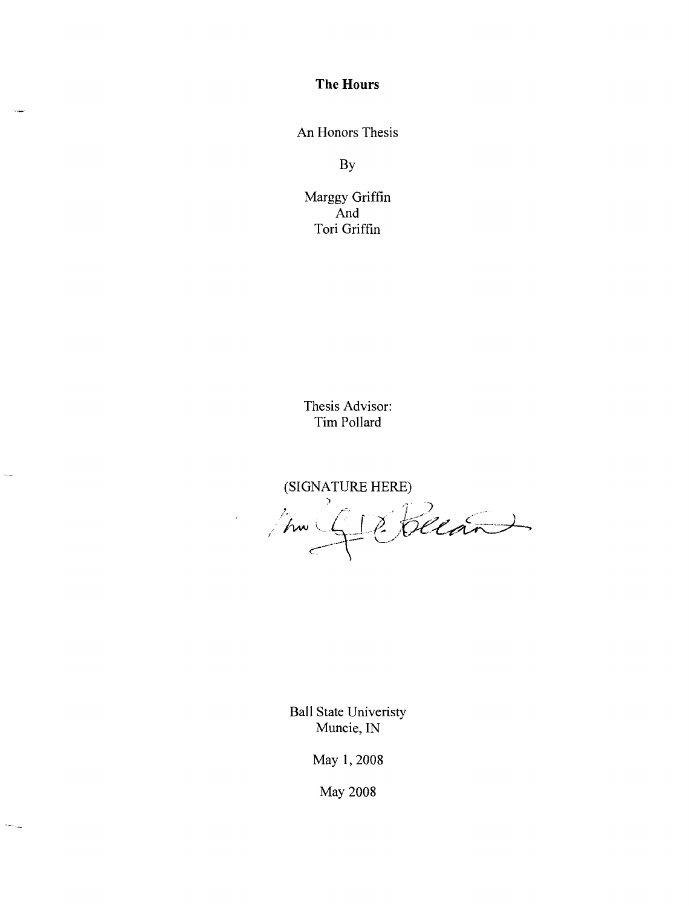# The Hours

An Honors Thesis

By

Marggy Griffin
And
Tori Griffin

Thesis Advisor:
Tim Pollard

(SIGNATURE HERE)

Ball State Univeristy
Muncie, IN

May 1, 2008

May 2008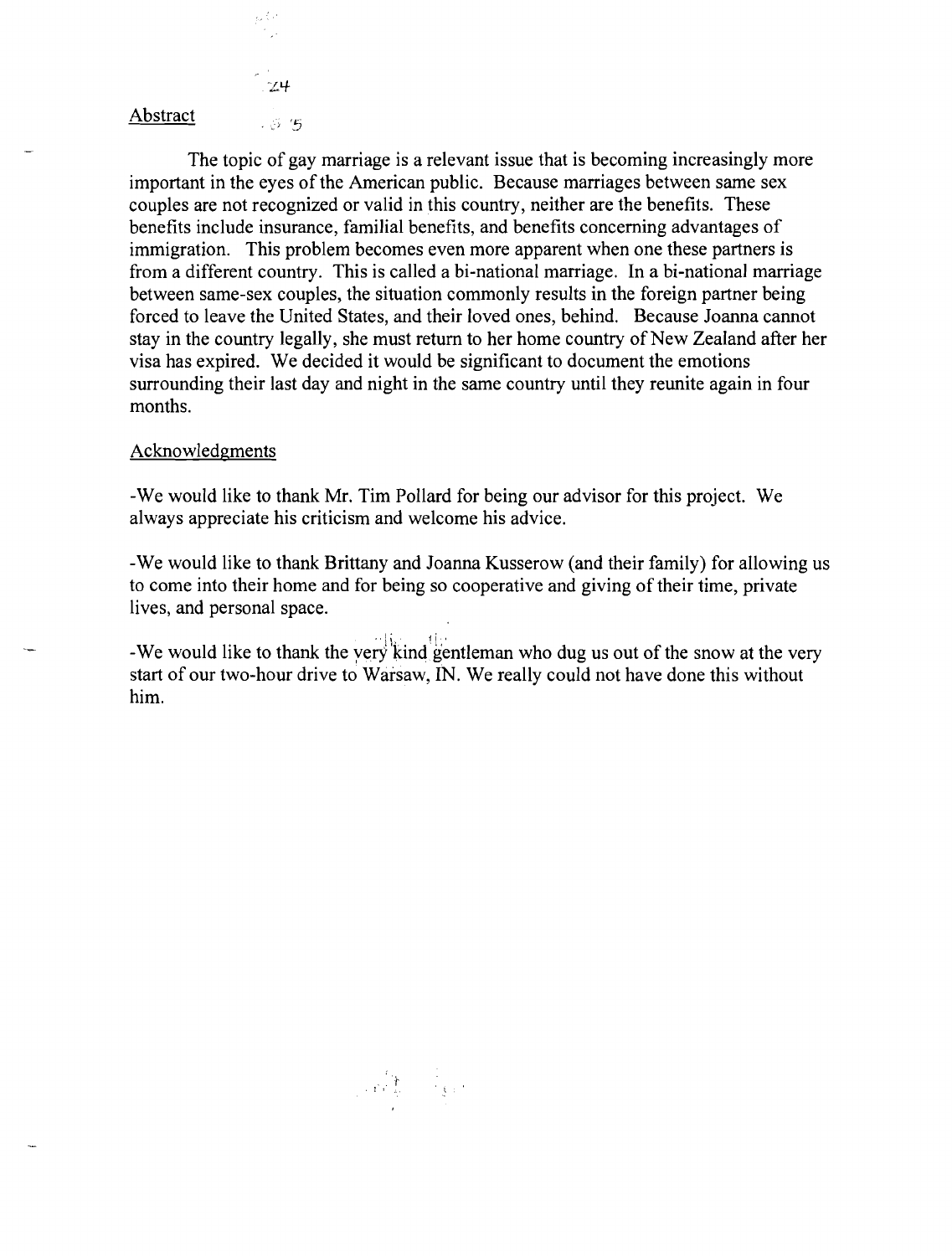## Abstract

The topic of gay marriage is a relevant issue that is becoming increasingly more important in the eyes of the American public. Because marriages between same sex couples are not recognized or valid in this country, neither are the benefits. These benefits include insurance, familial benefits, and benefits concerning advantages of immigration. This problem becomes even more apparent when one these partners is from a different country. This is called a bi-national marriage. In a bi-national marriage between same-sex couples, the situation commonly results in the foreign partner being forced to leave the United States, and their loved ones, behind. Because Joanna cannot stay in the country legally, she must return to her home country of New Zealand after her visa has expired. We decided it would be significant to document the emotions surrounding their last day and night in the same country until they reunite again in four months.

## Acknowledgments

-We would like to thank Mr. Tim Pollard for being our advisor for this project. We always appreciate his criticism and welcome his advice.

-We would like to thank Brittany and Joanna Kusserow (and their family) for allowing us to come into their home and for being so cooperative and giving of their time, private lives, and personal space.

-We would like to thank the very kind gentleman who dug us out of the snow at the very start of our two-hour drive to Warsaw, IN. We really could not have done this without him.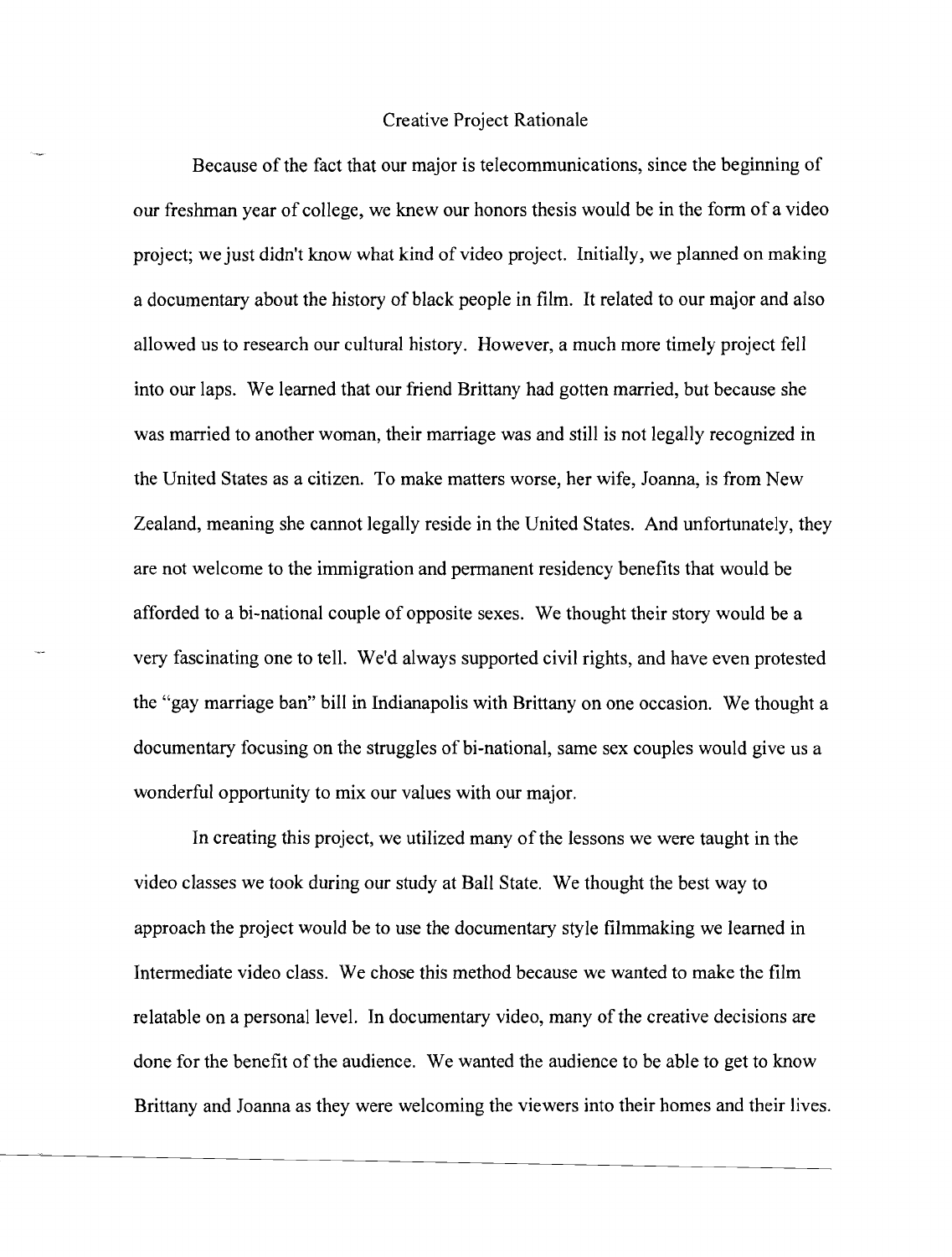# Creative Project Rationale

Because of the fact that our major is telecommunications, since the beginning of our freshman year of college, we knew our honors thesis would be in the form of a video project; we just didn't know what kind of video project. Initially, we planned on making a documentary about the history of black people in film. It related to our major and also allowed us to research our cultural history. However, a much more timely project fell into our laps. We learned that our friend Brittany had gotten married, but because she was married to another woman, their marriage was and still is not legally recognized in the United States as a citizen. To make matters worse, her wife, Joanna, is from New Zealand, meaning she cannot legally reside in the United States. And unfortunately, they are not welcome to the immigration and permanent residency benefits that would be afforded to a bi-national couple of opposite sexes. We thought their story would be a very fascinating one to tell. We'd always supported civil rights, and have even protested the "gay marriage ban" bill in Indianapolis with Brittany on one occasion. We thought a documentary focusing on the struggles of bi-national, same sex couples would give us a wonderful opportunity to mix our values with our major.

In creating this project, we utilized many of the lessons we were taught in the video classes we took during our study at Ball State. We thought the best way to approach the project would be to use the documentary style filmmaking we learned in Intermediate video class. We chose this method because we wanted to make the film relatable on a personal level. In documentary video, many of the creative decisions are done for the benefit of the audience. We wanted the audience to be able to get to know Brittany and Joanna as they were welcoming the viewers into their homes and their lives.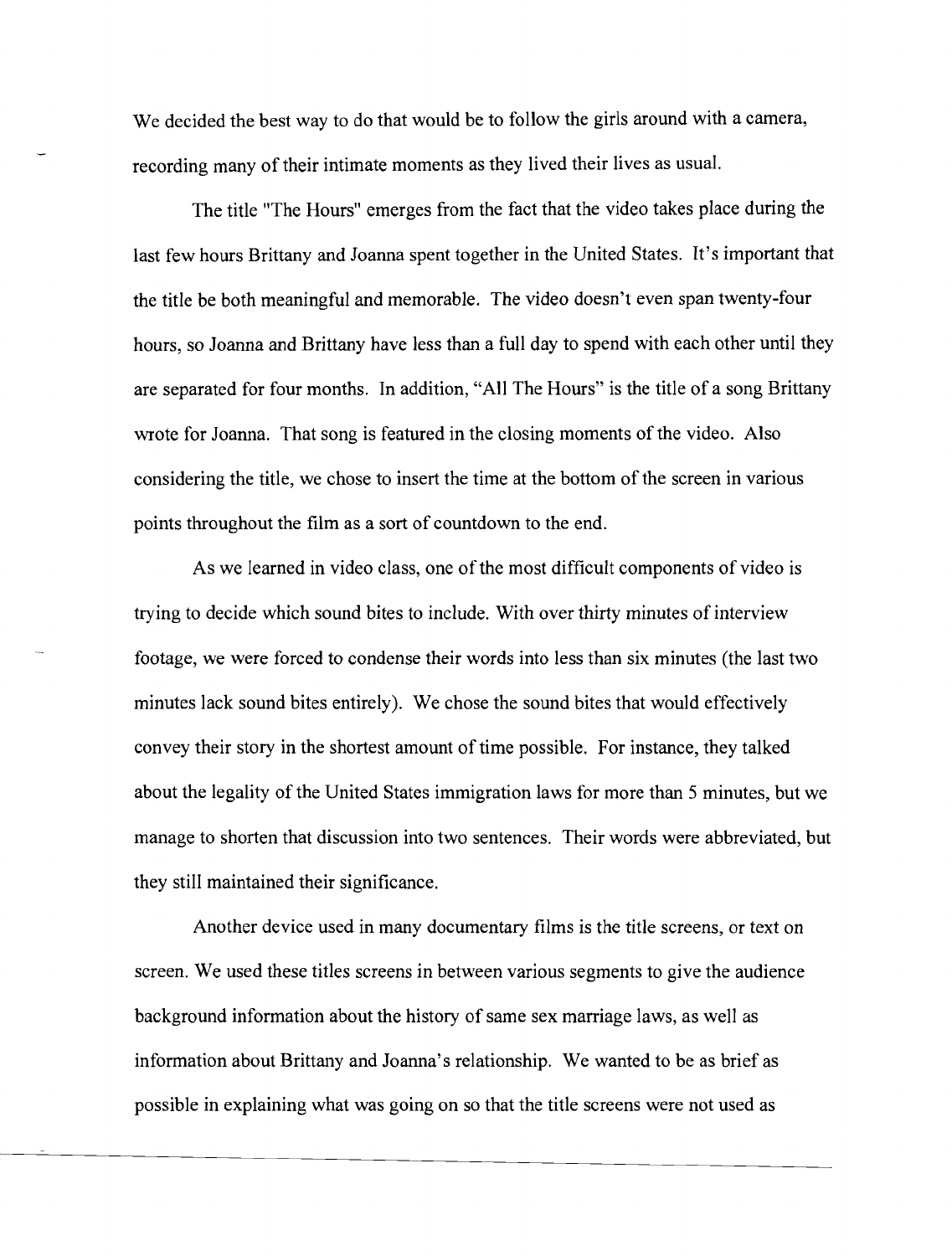We decided the best way to do that would be to follow the girls around with a camera, recording many of their intimate moments as they lived their lives as usual.

The title "The Hours" emerges from the fact that the video takes place during the last few hours Brittany and Joanna spent together in the United States. It's important that the title be both meaningful and memorable. The video doesn't even span twenty-four hours, so Joanna and Brittany have less than a full day to spend with each other until they are separated for four months. In addition, "All The Hours" is the title of a song Brittany wrote for Joanna. That song is featured in the closing moments of the video. Also considering the title, we chose to insert the time at the bottom of the screen in various points throughout the film as a sort of countdown to the end.

As we learned in video class, one of the most difficult components of video is trying to decide which sound bites to include. With over thirty minutes of interview footage, we were forced to condense their words into less than six minutes (the last two minutes lack sound bites entirely). We chose the sound bites that would effectively convey their story in the shortest amount of time possible. For instance, they talked about the legality of the United States immigration laws for more than 5 minutes, but we manage to shorten that discussion into two sentences. Their words were abbreviated, but they still maintained their significance.

Another device used in many documentary films is the title screens, or text on screen. We used these titles screens in between various segments to give the audience background information about the history of same sex marriage laws, as well as information about Brittany and Joanna's relationship. We wanted to be as brief as possible in explaining what was going on so that the title screens were not used as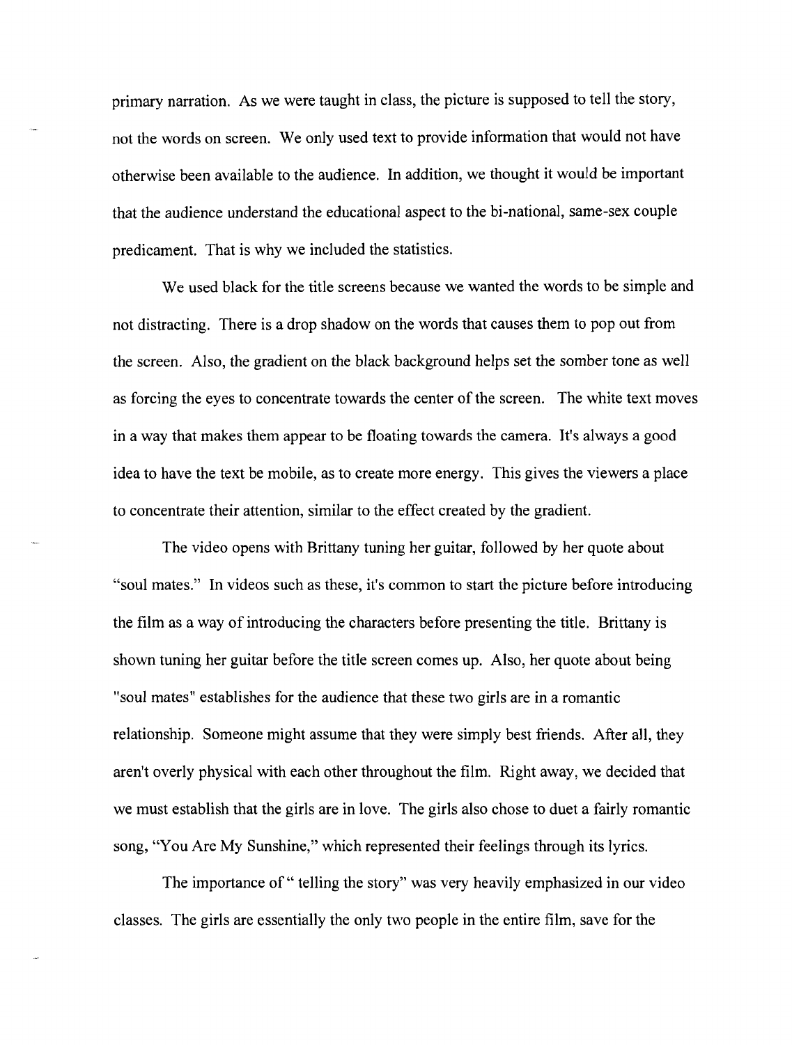primary narration. As we were taught in class, the picture is supposed to tell the story, not the words on screen. We only used text to provide information that would not have otherwise been available to the audience. In addition, we thought it would be important that the audience understand the educational aspect to the bi-national, same-sex couple predicament. That is why we included the statistics.

We used black for the title screens because we wanted the words to be simple and not distracting. There is a drop shadow on the words that causes them to pop out from the screen. Also, the gradient on the black background helps set the somber tone as well as forcing the eyes to concentrate towards the center of the screen. The white text moves in a way that makes them appear to be floating towards the camera. It's always a good idea to have the text be mobile, as to create more energy. This gives the viewers a place to concentrate their attention, similar to the effect created by the gradient.

The video opens with Brittany tuning her guitar, followed by her quote about "soul mates." In videos such as these, it's common to start the picture before introducing the film as a way of introducing the characters before presenting the title. Brittany is shown tuning her guitar before the title screen comes up. Also, her quote about being "soul mates" establishes for the audience that these two girls are in a romantic relationship. Someone might assume that they were simply best friends. After all, they aren't overly physical with each other throughout the film. Right away, we decided that we must establish that the girls are in love. The girls also chose to duet a fairly romantic song, "You Are My Sunshine," which represented their feelings through its lyrics.

The importance of " telling the story" was very heavily emphasized in our video classes. The girls are essentially the only two people in the entire film, save for the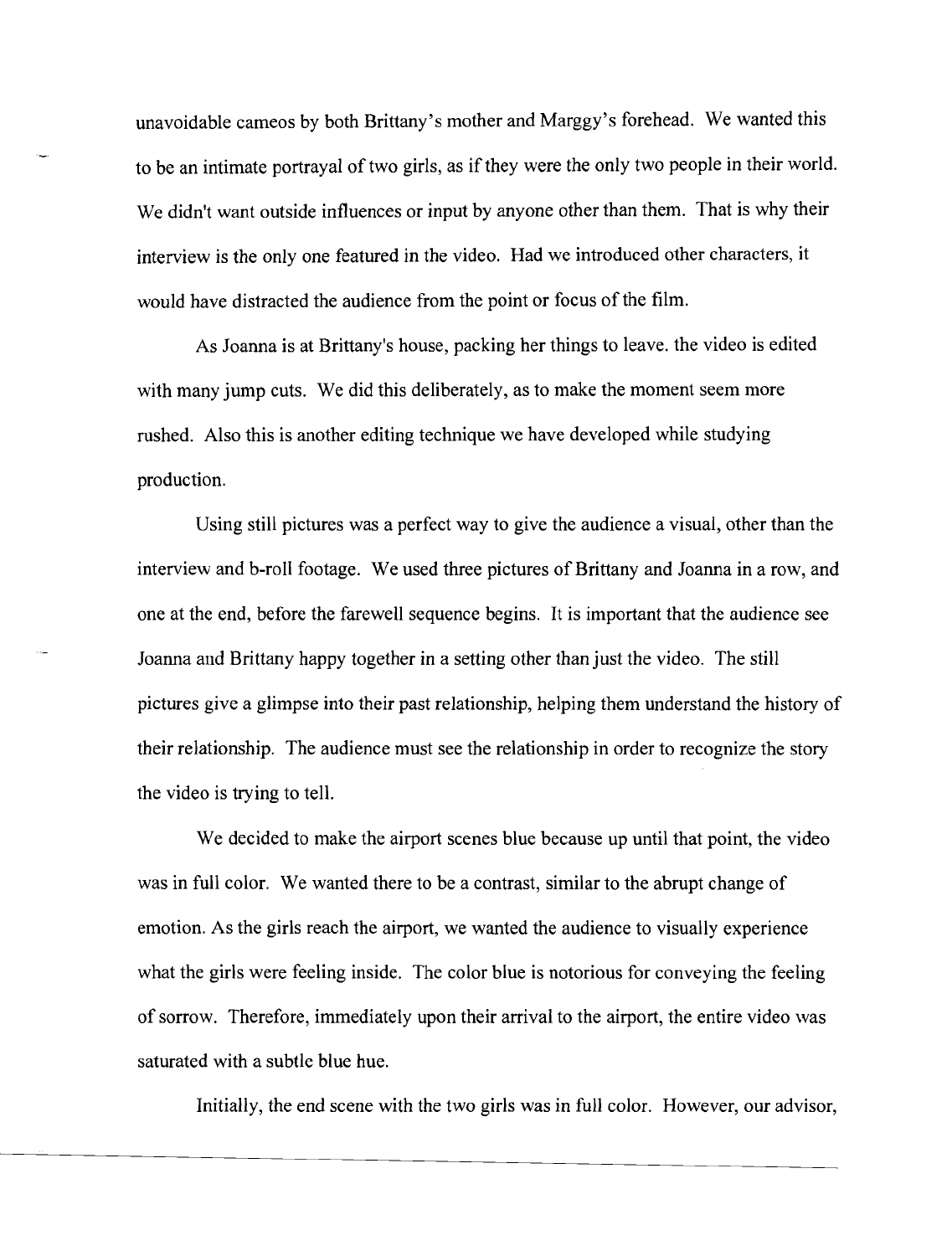unavoidable cameos by both Brittany's mother and Marggy's forehead. We wanted this to be an intimate portrayal of two girls, as if they were the only two people in their world. We didn't want outside influences or input by anyone other than them. That is why their interview is the only one featured in the video. Had we introduced other characters, it would have distracted the audience from the point or focus of the film.

As Joanna is at Brittany's house, packing her things to leave. the video is edited with many jump cuts. We did this deliberately, as to make the moment seem more rushed. Also this is another editing technique we have developed while studying production.

Using still pictures was a perfect way to give the audience a visual, other than the interview and b-roll footage. We used three pictures of Brittany and Joanna in a row, and one at the end, before the farewell sequence begins. It is important that the audience see Joanna and Brittany happy together in a setting other than just the video. The still pictures give a glimpse into their past relationship, helping them understand the history of their relationship. The audience must see the relationship in order to recognize the story the video is trying to tell.

We decided to make the airport scenes blue because up until that point, the video was in full color. We wanted there to be a contrast, similar to the abrupt change of emotion. As the girls reach the airport, we wanted the audience to visually experience what the girls were feeling inside. The color blue is notorious for conveying the feeling of sorrow. Therefore, immediately upon their arrival to the airport, the entire video was saturated with a subtle blue hue.

Initially, the end scene with the two girls was in full color. However, our advisor,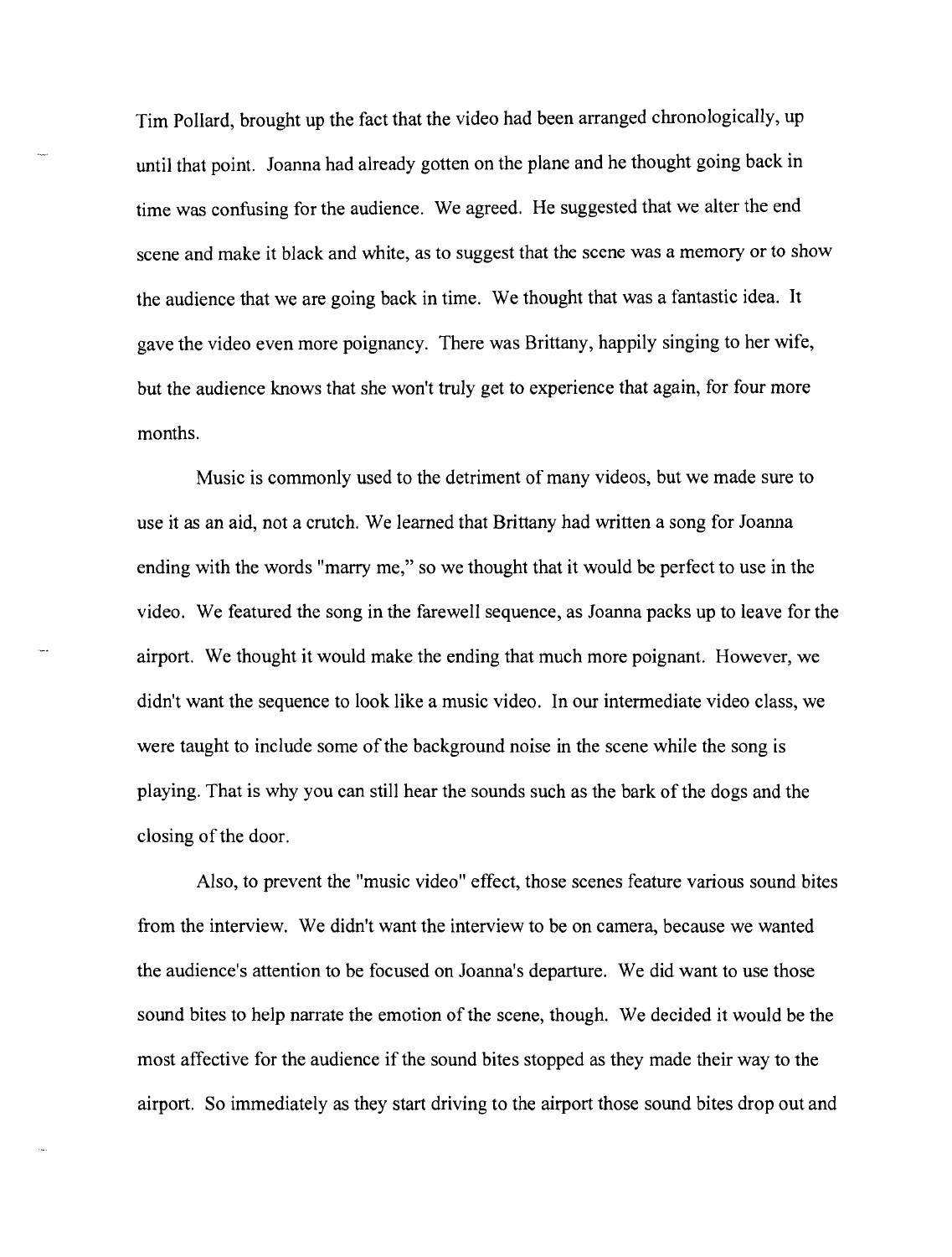Tim Pollard, brought up the fact that the video had been arranged chronologically, up until that point. Joanna had already gotten on the plane and he thought going back in time was confusing for the audience. We agreed. He suggested that we alter the end scene and make it black and white, as to suggest that the scene was a memory or to show the audience that we are going back in time. We thought that was a fantastic idea. It gave the video even more poignancy. There was Brittany, happily singing to her wife, but the audience knows that she won't truly get to experience that again, for four more months.

Music is commonly used to the detriment of many videos, but we made sure to use it as an aid, not a crutch. We learned that Brittany had written a song for Joanna ending with the words "marry me," so we thought that it would be perfect to use in the video. We featured the song in the farewell sequence, as Joanna packs up to leave for the airport. We thought it would make the ending that much more poignant. However, we didn't want the sequence to look like a music video. In our intermediate video class, we were taught to include some of the background noise in the scene while the song is playing. That is why you can still hear the sounds such as the bark of the dogs and the closing of the door.

Also, to prevent the "music video" effect, those scenes feature various sound bites from the interview. We didn't want the interview to be on camera, because we wanted the audience's attention to be focused on Joanna's departure. We did want to use those sound bites to help narrate the emotion of the scene, though. We decided it would be the most affective for the audience if the sound bites stopped as they made their way to the airport. So immediately as they start driving to the airport those sound bites drop out and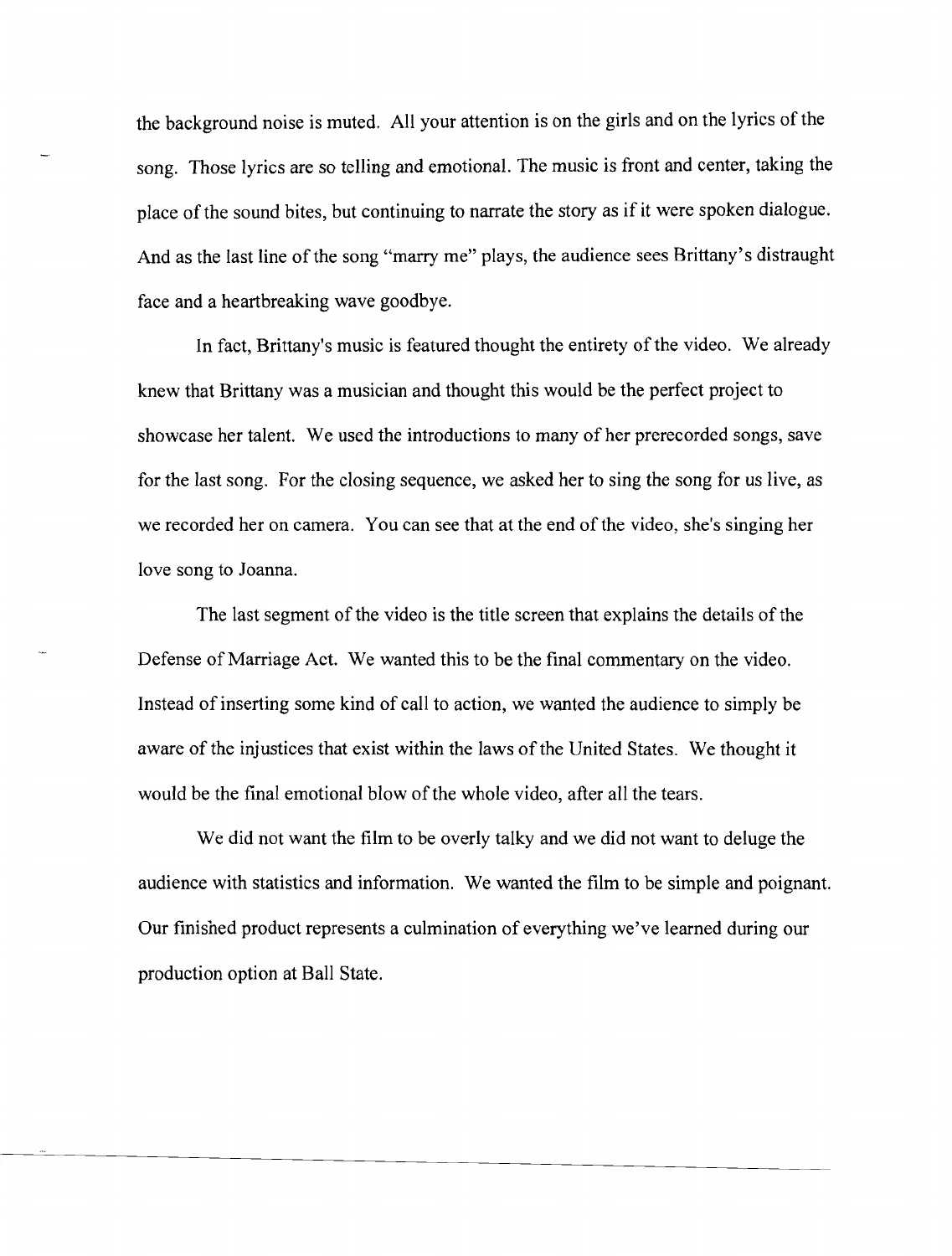the background noise is muted. All your attention is on the girls and on the lyrics of the song. Those lyrics are so telling and emotional. The music is front and center, taking the place of the sound bites, but continuing to narrate the story as if it were spoken dialogue. And as the last line of the song "marry me" plays, the audience sees Brittany's distraught face and a heartbreaking wave goodbye.

In fact, Brittany's music is featured thought the entirety of the video. We already knew that Brittany was a musician and thought this would be the perfect project to showcase her talent. We used the introductions to many of her prerecorded songs, save for the last song. For the closing sequence, we asked her to sing the song for us live, as we recorded her on camera. You can see that at the end of the video, she's singing her love song to Joanna.

The last segment of the video is the title screen that explains the details of the Defense of Marriage Act. We wanted this to be the final commentary on the video. Instead of inserting some kind of call to action, we wanted the audience to simply be aware of the injustices that exist within the laws of the United States. We thought it would be the final emotional blow of the whole video, after all the tears.

We did not want the film to be overly talky and we did not want to deluge the audience with statistics and information. We wanted the film to be simple and poignant. Our finished product represents a culmination of everything we've learned during our production option at Ball State.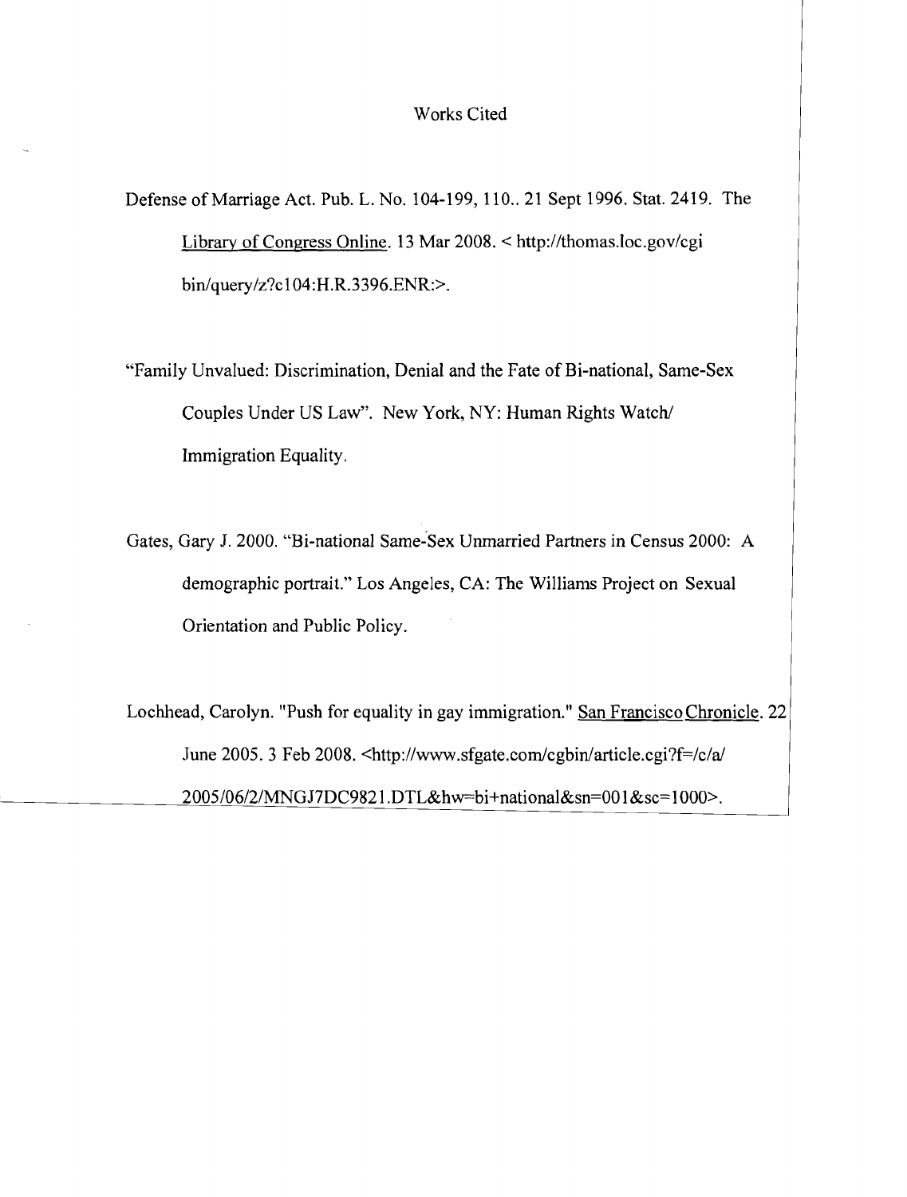# Works Cited

Defense of Marriage Act. Pub. L. No. 104-199, 110.. 21 Sept 1996. Stat. 2419. The Library of Congress Online. 13 Mar 2008. < http://thomas.loc.gov/cgi bin/query/z?c104:H.R.3396.ENR:>.

"Family Unvalued: Discrimination, Denial and the Fate of Bi-national, Same-Sex Couples Under US Law". New York, NY: Human Rights Watch/ Immigration Equality.

Gates, Gary J. 2000. "Bi-national Same-Sex Unmarried Partners in Census 2000: A demographic portrait." Los Angeles, CA: The Williams Project on Sexual Orientation and Public Policy.

Lochhead, Carolyn. "Push for equality in gay immigration." San Francisco Chronicle. 22 June 2005. 3 Feb 2008. <http://www.sfgate.com/cgbin/article.cgi?f=/c/a/ 2005/06/2/MNGJ7DC9821.DTL&hw=bi+national&sn=001&sc=1000>.